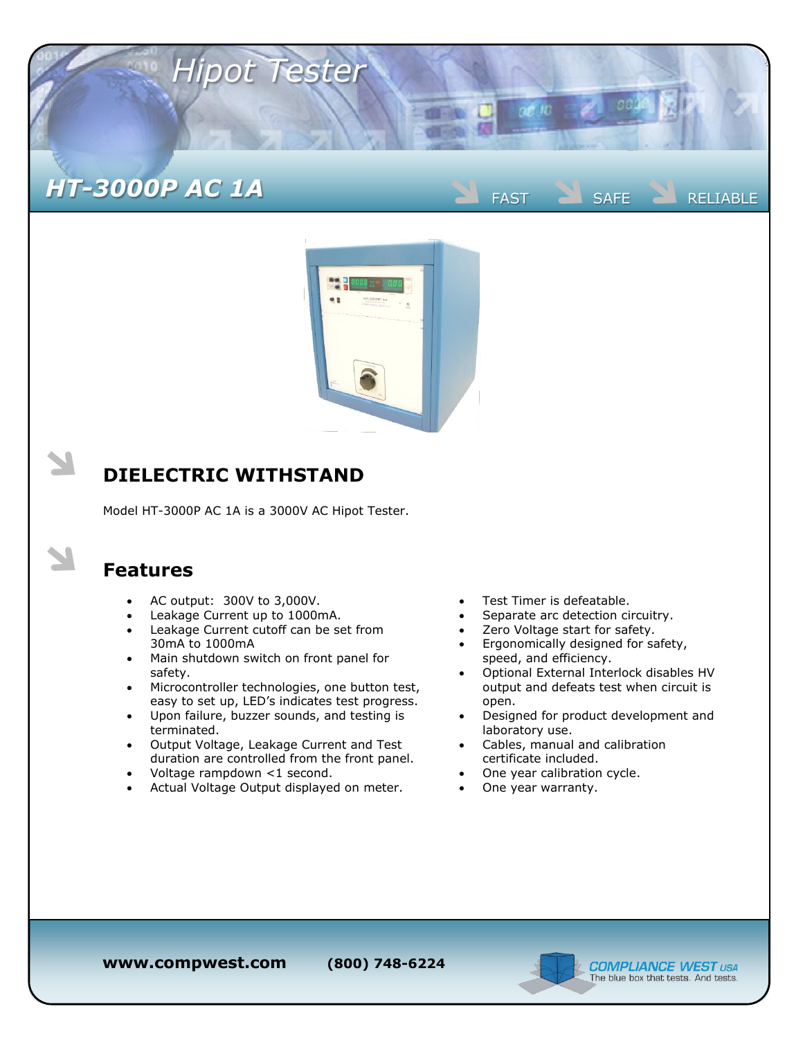# Hipot Tester

## HT-3000P AC 1A

FAST SAFE RELIABLE

## DIELECTRIC WITHSTAND

Model HT-3000P AC 1A is a 3000V AC Hipot Tester.

## Features

- AC output: 300V to 3,000V.
- Leakage Current up to 1000mA.
- Leakage Current cutoff can be set from 30mA to 1000mA
- Main shutdown switch on front panel for safety.
- Microcontroller technologies, one button test, easy to set up, LED's indicates test progress.
- Upon failure, buzzer sounds, and testing is terminated.
- Output Voltage, Leakage Current and Test duration are controlled from the front panel.
- Voltage rampdown <1 second.
- Actual Voltage Output displayed on meter.
- Test Timer is defeatable.
- Separate arc detection circuitry.
- Zero Voltage start for safety.
- Ergonomically designed for safety, speed, and efficiency.
- Optional External Interlock disables HV output and defeats test when circuit is open.
- Designed for product development and laboratory use.
- Cables, manual and calibration certificate included.
- One year calibration cycle.
- One year warranty.

**www.compwest.com** **(800) 748-6224**

COMPLIANCE WEST USA
The blue box that tests. And tests.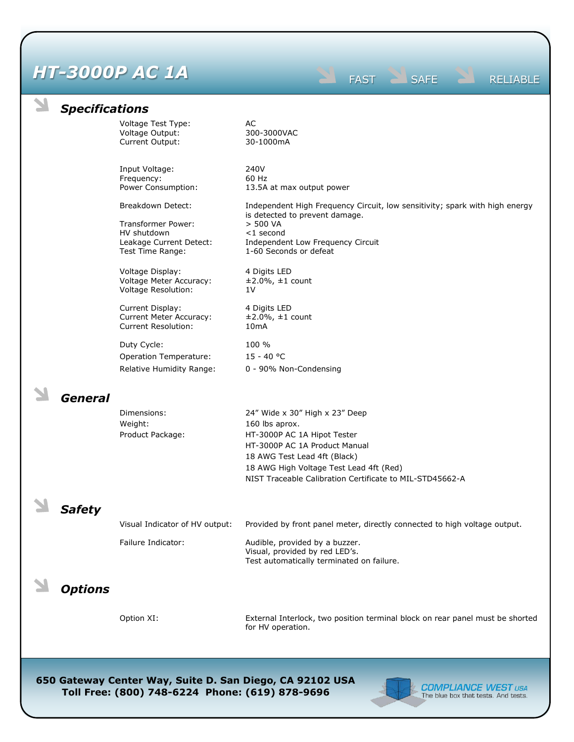# HT-3000P AC 1A

FAST SAFE RELIABLE

## Specifications

| | |
|---|---|
| Voltage Test Type: | AC |
| Voltage Output: | 300-3000VAC |
| Current Output: | 30-1000mA |
| Input Voltage: | 240V |
| Frequency: | 60 Hz |
| Power Consumption: | 13.5A at max output power |
| Breakdown Detect: | Independent High Frequency Circuit, low sensitivity; spark with high energy is detected to prevent damage. |
| Transformer Power: | > 500 VA |
| HV shutdown | <1 second |
| Leakage Current Detect: | Independent Low Frequency Circuit |
| Test Time Range: | 1-60 Seconds or defeat |
| Voltage Display: | 4 Digits LED |
| Voltage Meter Accuracy: | ±2.0%, ±1 count |
| Voltage Resolution: | 1V |
| Current Display: | 4 Digits LED |
| Current Meter Accuracy: | ±2.0%, ±1 count |
| Current Resolution: | 10mA |
| Duty Cycle: | 100 % |
| Operation Temperature: | 15 - 40 °C |
| Relative Humidity Range: | 0 - 90% Non-Condensing |

## General

| | |
|---|---|
| Dimensions: | 24” Wide x 30” High x 23” Deep |
| Weight: | 160 lbs aprox. |
| Product Package: | HT-3000P AC 1A Hipot Tester |
| | HT-3000P AC 1A Product Manual |
| | 18 AWG Test Lead 4ft (Black) |
| | 18 AWG High Voltage Test Lead 4ft (Red) |
| | NIST Traceable Calibration Certificate to MIL-STD45662-A |

## Safety

| | |
|---|---|
| Visual Indicator of HV output: | Provided by front panel meter, directly connected to high voltage output. |
| Failure Indicator: | Audible, provided by a buzzer.<br>Visual, provided by red LED’s.<br>Test automatically terminated on failure. |

## Options

| | |
|---|---|
| Option XI: | External Interlock, two position terminal block on rear panel must be shorted for HV operation. |

**650 Gateway Center Way, Suite D. San Diego, CA 92102 USA**
**Toll Free: (800) 748-6224 Phone: (619) 878-9696**

COMPLIANCE WEST USA
The blue box that tests. And tests.